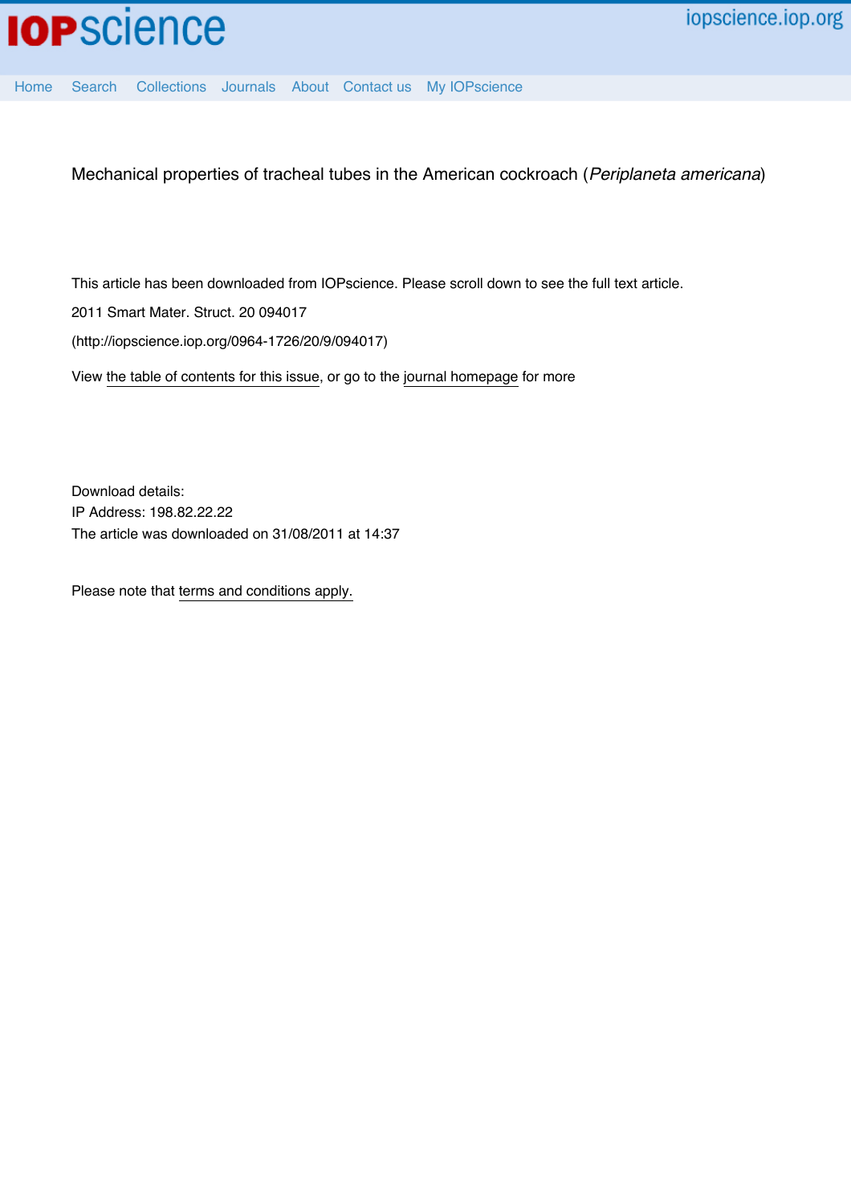IOPscience iopscience.iop.org

Home Search Collections Journals About Contact us My IOPscience

Mechanical properties of tracheal tubes in the American cockroach (*Periplaneta americana*)

This article has been downloaded from IOPscience. Please scroll down to see the full text article.

2011 Smart Mater. Struct. 20 094017

(http://iopscience.iop.org/0964-1726/20/9/094017)

View the table of contents for this issue, or go to the journal homepage for more

Download details:

IP Address: 198.82.22.22

The article was downloaded on 31/08/2011 at 14:37

Please note that terms and conditions apply.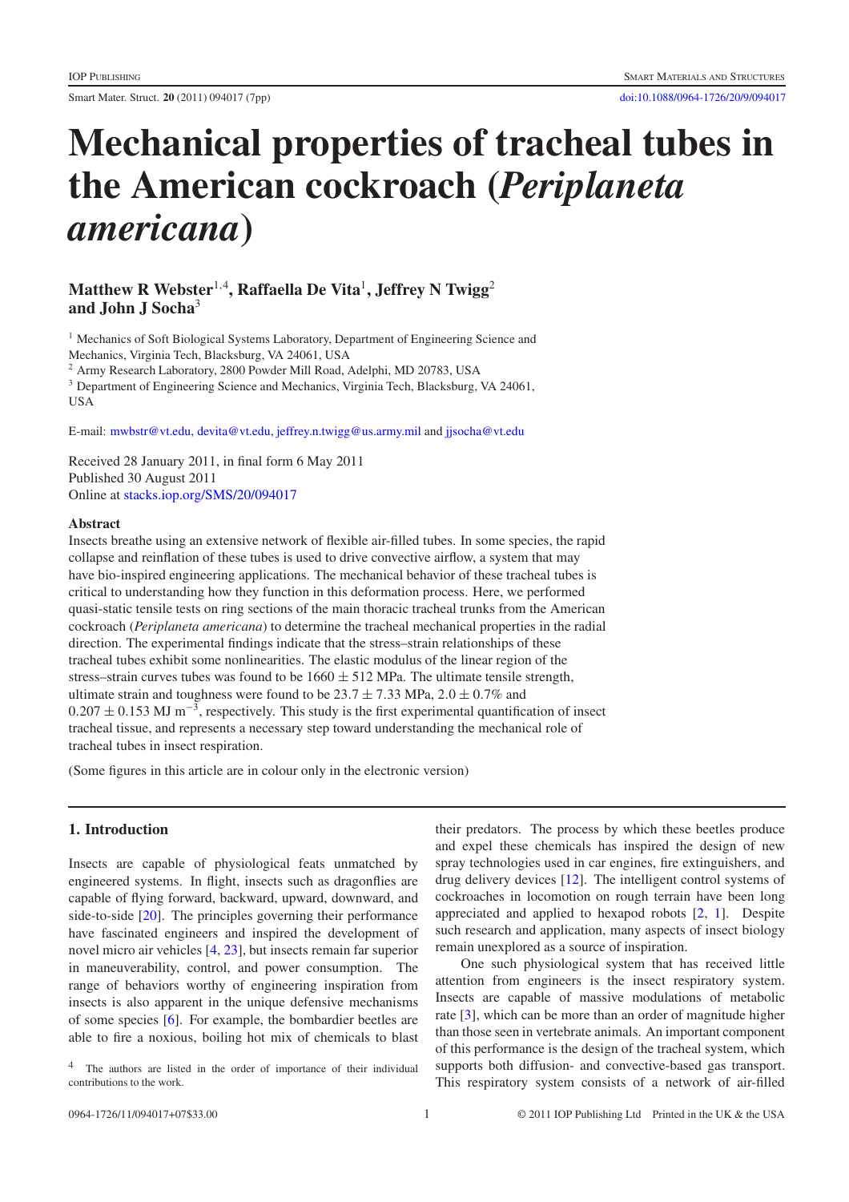# Mechanical properties of tracheal tubes in the American cockroach (*Periplaneta americana*)

**Matthew R Webster**[1,4], **Raffaella De Vita**[1], **Jeffrey N Twigg**[2] **and John J Socha**[3]

[1] Mechanics of Soft Biological Systems Laboratory, Department of Engineering Science and Mechanics, Virginia Tech, Blacksburg, VA 24061, USA

[2] Army Research Laboratory, 2800 Powder Mill Road, Adelphi, MD 20783, USA

[3] Department of Engineering Science and Mechanics, Virginia Tech, Blacksburg, VA 24061, USA

E-mail: mwbstr@vt.edu, devita@vt.edu, jeffrey.n.twigg@us.army.mil and jjsocha@vt.edu

Received 28 January 2011, in final form 6 May 2011
Published 30 August 2011
Online at stacks.iop.org/SMS/20/094017

## Abstract

Insects breathe using an extensive network of flexible air-filled tubes. In some species, the rapid collapse and reinflation of these tubes is used to drive convective airflow, a system that may have bio-inspired engineering applications. The mechanical behavior of these tracheal tubes is critical to understanding how they function in this deformation process. Here, we performed quasi-static tensile tests on ring sections of the main thoracic tracheal trunks from the American cockroach (*Periplaneta americana*) to determine the tracheal mechanical properties in the radial direction. The experimental findings indicate that the stress–strain relationships of these tracheal tubes exhibit some nonlinearities. The elastic modulus of the linear region of the stress–strain curves tubes was found to be $1660 \pm 512$ MPa. The ultimate tensile strength, ultimate strain and toughness were found to be $23.7 \pm 7.33$ MPa, $2.0 \pm 0.7\%$ and $0.207 \pm 0.153$ MJ m$^{-3}$, respectively. This study is the first experimental quantification of insect tracheal tissue, and represents a necessary step toward understanding the mechanical role of tracheal tubes in insect respiration.

(Some figures in this article are in colour only in the electronic version)

## 1. Introduction

Insects are capable of physiological feats unmatched by engineered systems. In flight, insects such as dragonflies are capable of flying forward, backward, upward, downward, and side-to-side [20]. The principles governing their performance have fascinated engineers and inspired the development of novel micro air vehicles [4, 23], but insects remain far superior in maneuverability, control, and power consumption. The range of behaviors worthy of engineering inspiration from insects is also apparent in the unique defensive mechanisms of some species [6]. For example, the bombardier beetles are able to fire a noxious, boiling hot mix of chemicals to blast their predators. The process by which these beetles produce and expel these chemicals has inspired the design of new spray technologies used in car engines, fire extinguishers, and drug delivery devices [12]. The intelligent control systems of cockroaches in locomotion on rough terrain have been long appreciated and applied to hexapod robots [2, 1]. Despite such research and application, many aspects of insect biology remain unexplored as a source of inspiration.

One such physiological system that has received little attention from engineers is the insect respiratory system. Insects are capable of massive modulations of metabolic rate [3], which can be more than an order of magnitude higher than those seen in vertebrate animals. An important component of this performance is the design of the tracheal system, which supports both diffusion- and convective-based gas transport. This respiratory system consists of a network of air-filled

[4] The authors are listed in the order of importance of their individual contributions to the work.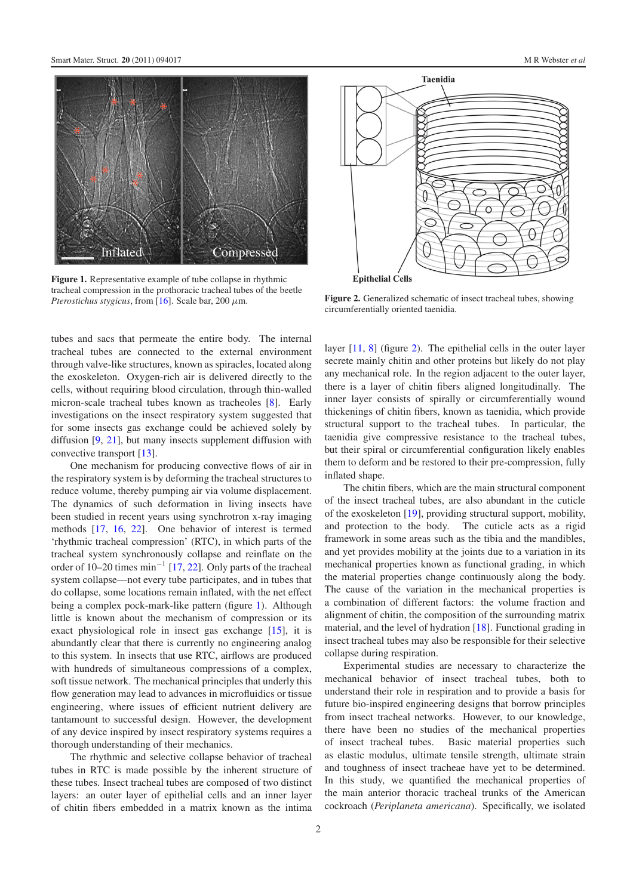**Figure 1.** Representative example of tube collapse in rhythmic tracheal compression in the prothoracic tracheal tubes of the beetle *Pterostichus stygicus*, from [16]. Scale bar, 200 $\mu$m.

**Figure 2.** Generalized schematic of insect tracheal tubes, showing circumferentially oriented taenidia.

tubes and sacs that permeate the entire body. The internal tracheal tubes are connected to the external environment through valve-like structures, known as spiracles, located along the exoskeleton. Oxygen-rich air is delivered directly to the cells, without requiring blood circulation, through thin-walled micron-scale tracheal tubes known as tracheoles [8]. Early investigations on the insect respiratory system suggested that for some insects gas exchange could be achieved solely by diffusion [9, 21], but many insects supplement diffusion with convective transport [13].

One mechanism for producing convective flows of air in the respiratory system is by deforming the tracheal structures to reduce volume, thereby pumping air via volume displacement. The dynamics of such deformation in living insects have been studied in recent years using synchrotron x-ray imaging methods [17, 16, 22]. One behavior of interest is termed 'rhythmic tracheal compression' (RTC), in which parts of the tracheal system synchronously collapse and reinflate on the order of 10–20 times min$^{-1}$ [17, 22]. Only parts of the tracheal system collapse—not every tube participates, and in tubes that do collapse, some locations remain inflated, with the net effect being a complex pock-mark-like pattern (figure 1). Although little is known about the mechanism of compression or its exact physiological role in insect gas exchange [15], it is abundantly clear that there is currently no engineering analog to this system. In insects that use RTC, airflows are produced with hundreds of simultaneous compressions of a complex, soft tissue network. The mechanical principles that underly this flow generation may lead to advances in microfluidics or tissue engineering, where issues of efficient nutrient delivery are tantamount to successful design. However, the development of any device inspired by insect respiratory systems requires a thorough understanding of their mechanics.

The rhythmic and selective collapse behavior of tracheal tubes in RTC is made possible by the inherent structure of these tubes. Insect tracheal tubes are composed of two distinct layers: an outer layer of epithelial cells and an inner layer of chitin fibers embedded in a matrix known as the intima layer [11, 8] (figure 2). The epithelial cells in the outer layer secrete mainly chitin and other proteins but likely do not play any mechanical role. In the region adjacent to the outer layer, there is a layer of chitin fibers aligned longitudinally. The inner layer consists of spirally or circumferentially wound thickenings of chitin fibers, known as taenidia, which provide structural support to the tracheal tubes. In particular, the taenidia give compressive resistance to the tracheal tubes, but their spiral or circumferential configuration likely enables them to deform and be restored to their pre-compression, fully inflated shape.

The chitin fibers, which are the main structural component of the insect tracheal tubes, are also abundant in the cuticle of the exoskeleton [19], providing structural support, mobility, and protection to the body. The cuticle acts as a rigid framework in some areas such as the tibia and the mandibles, and yet provides mobility at the joints due to a variation in its mechanical properties known as functional grading, in which the material properties change continuously along the body. The cause of the variation in the mechanical properties is a combination of different factors: the volume fraction and alignment of chitin, the composition of the surrounding matrix material, and the level of hydration [18]. Functional grading in insect tracheal tubes may also be responsible for their selective collapse during respiration.

Experimental studies are necessary to characterize the mechanical behavior of insect tracheal tubes, both to understand their role in respiration and to provide a basis for future bio-inspired engineering designs that borrow principles from insect tracheal networks. However, to our knowledge, there have been no studies of the mechanical properties of insect tracheal tubes. Basic material properties such as elastic modulus, ultimate tensile strength, ultimate strain and toughness of insect tracheae have yet to be determined. In this study, we quantified the mechanical properties of the main anterior thoracic tracheal trunks of the American cockroach (*Periplaneta americana*). Specifically, we isolated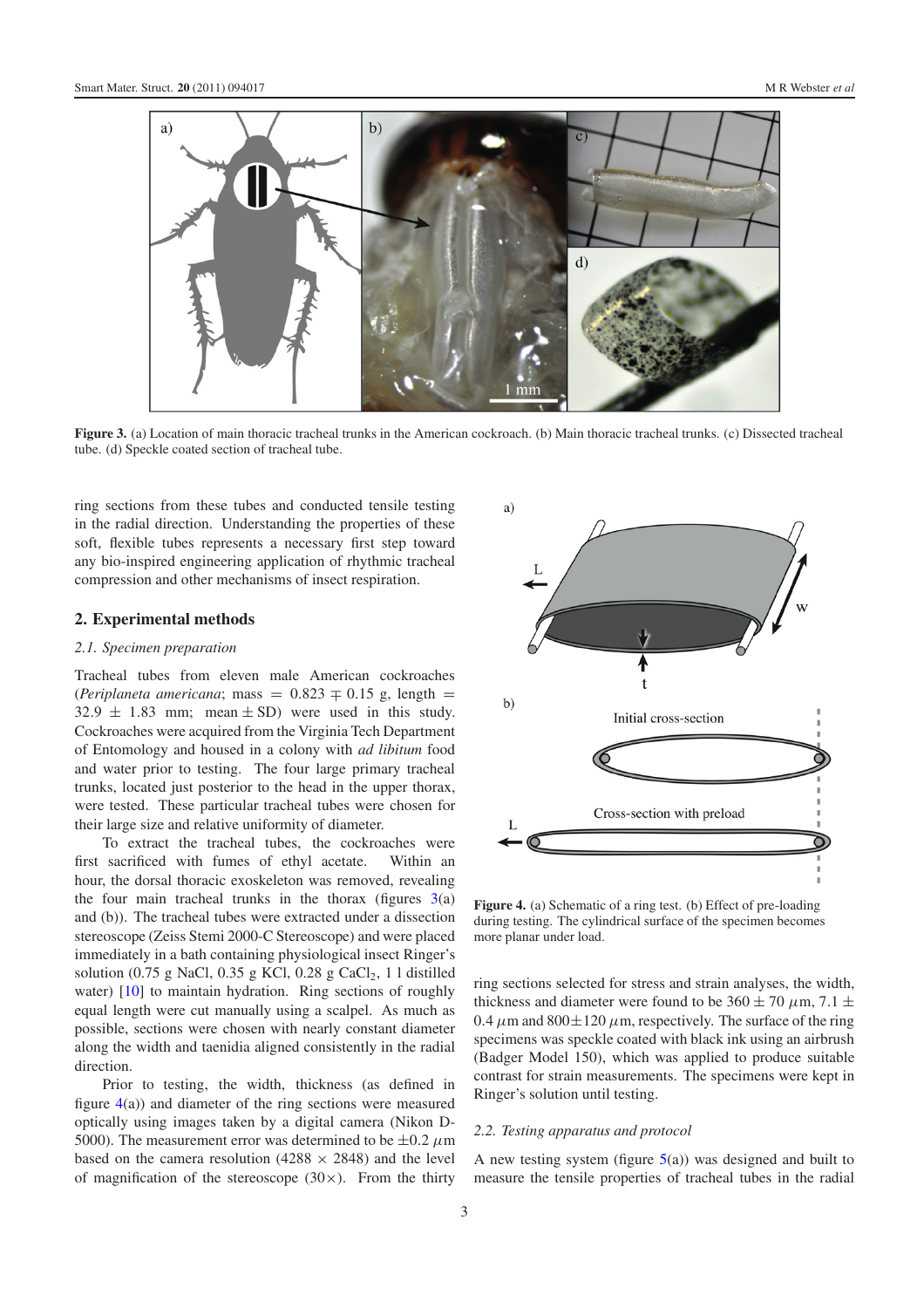Figure 3. (a) Location of main thoracic tracheal trunks in the American cockroach. (b) Main thoracic tracheal trunks. (c) Dissected tracheal tube. (d) Speckle coated section of tracheal tube.

ring sections from these tubes and conducted tensile testing in the radial direction. Understanding the properties of these soft, flexible tubes represents a necessary first step toward any bio-inspired engineering application of rhythmic tracheal compression and other mechanisms of insect respiration.

## 2. Experimental methods

### 2.1. Specimen preparation

Tracheal tubes from eleven male American cockroaches (*Periplaneta americana*; mass = 0.823 ∓ 0.15 g, length = 32.9 ± 1.83 mm; mean ± SD) were used in this study. Cockroaches were acquired from the Virginia Tech Department of Entomology and housed in a colony with *ad libitum* food and water prior to testing. The four large primary tracheal trunks, located just posterior to the head in the upper thorax, were tested. These particular tracheal tubes were chosen for their large size and relative uniformity of diameter.

To extract the tracheal tubes, the cockroaches were first sacrificed with fumes of ethyl acetate. Within an hour, the dorsal thoracic exoskeleton was removed, revealing the four main tracheal trunks in the thorax (figures 3(a) and (b)). The tracheal tubes were extracted under a dissection stereoscope (Zeiss Stemi 2000-C Stereoscope) and were placed immediately in a bath containing physiological insect Ringer's solution (0.75 g NaCl, 0.35 g KCl, 0.28 g $CaCl_2$, 1 l distilled water) [10] to maintain hydration. Ring sections of roughly equal length were cut manually using a scalpel. As much as possible, sections were chosen with nearly constant diameter along the width and taenidia aligned consistently in the radial direction.

Prior to testing, the width, thickness (as defined in figure 4(a)) and diameter of the ring sections were measured optically using images taken by a digital camera (Nikon D-5000). The measurement error was determined to be ±0.2 $\mu$m based on the camera resolution (4288 × 2848) and the level of magnification of the stereoscope (30×). From the thirty ring sections selected for stress and strain analyses, the width, thickness and diameter were found to be 360 ± 70 $\mu$m, 7.1 ± 0.4 $\mu$m and 800±120 $\mu$m, respectively. The surface of the ring specimens was speckle coated with black ink using an airbrush (Badger Model 150), which was applied to produce suitable contrast for strain measurements. The specimens were kept in Ringer's solution until testing.

Figure 4. (a) Schematic of a ring test. (b) Effect of pre-loading during testing. The cylindrical surface of the specimen becomes more planar under load.

### 2.2. Testing apparatus and protocol

A new testing system (figure 5(a)) was designed and built to measure the tensile properties of tracheal tubes in the radial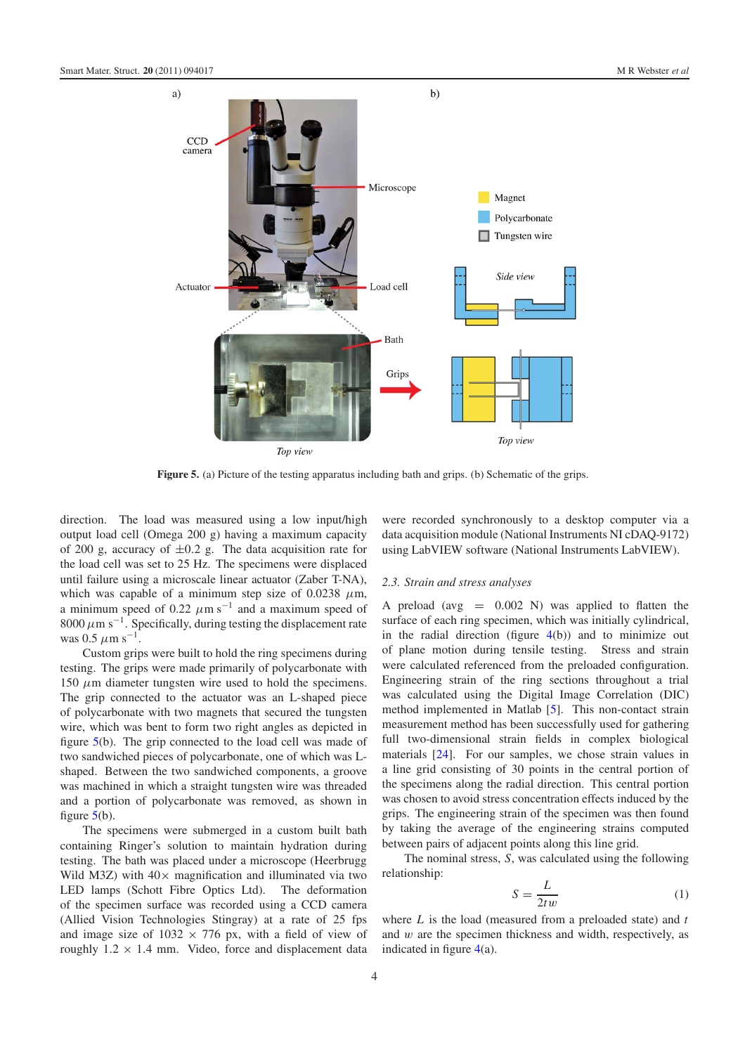Figure 5. (a) Picture of the testing apparatus including bath and grips. (b) Schematic of the grips.

direction. The load was measured using a low input/high output load cell (Omega 200 g) having a maximum capacity of 200 g, accuracy of $\pm 0.2$ g. The data acquisition rate for the load cell was set to 25 Hz. The specimens were displaced until failure using a microscale linear actuator (Zaber T-NA), which was capable of a minimum step size of 0.0238 $\mu$m, a minimum speed of 0.22 $\mu$m s$^{-1}$ and a maximum speed of 8000 $\mu$m s$^{-1}$. Specifically, during testing the displacement rate was 0.5 $\mu$m s$^{-1}$.

Custom grips were built to hold the ring specimens during testing. The grips were made primarily of polycarbonate with 150 $\mu$m diameter tungsten wire used to hold the specimens. The grip connected to the actuator was an L-shaped piece of polycarbonate with two magnets that secured the tungsten wire, which was bent to form two right angles as depicted in figure 5(b). The grip connected to the load cell was made of two sandwiched pieces of polycarbonate, one of which was L-shaped. Between the two sandwiched components, a groove was machined in which a straight tungsten wire was threaded and a portion of polycarbonate was removed, as shown in figure 5(b).

The specimens were submerged in a custom built bath containing Ringer's solution to maintain hydration during testing. The bath was placed under a microscope (Heerbrugg Wild M3Z) with 40$\times$ magnification and illuminated via two LED lamps (Schott Fibre Optics Ltd). The deformation of the specimen surface was recorded using a CCD camera (Allied Vision Technologies Stingray) at a rate of 25 fps and image size of 1032 $\times$ 776 px, with a field of view of roughly 1.2 $\times$ 1.4 mm. Video, force and displacement data were recorded synchronously to a desktop computer via a data acquisition module (National Instruments NI cDAQ-9172) using LabVIEW software (National Instruments LabVIEW).

### 2.3. Strain and stress analyses

A preload (avg = 0.002 N) was applied to flatten the surface of each ring specimen, which was initially cylindrical, in the radial direction (figure 4(b)) and to minimize out of plane motion during tensile testing. Stress and strain were calculated referenced from the preloaded configuration. Engineering strain of the ring sections throughout a trial was calculated using the Digital Image Correlation (DIC) method implemented in Matlab [5]. This non-contact strain measurement method has been successfully used for gathering full two-dimensional strain fields in complex biological materials [24]. For our samples, we chose strain values in a line grid consisting of 30 points in the central portion of the specimens along the radial direction. This central portion was chosen to avoid stress concentration effects induced by the grips. The engineering strain of the specimen was then found by taking the average of the engineering strains computed between pairs of adjacent points along this line grid.

The nominal stress, $S$, was calculated using the following relationship:

$$S = \frac{L}{2tw} \tag{1}$$

where $L$ is the load (measured from a preloaded state) and $t$ and $w$ are the specimen thickness and width, respectively, as indicated in figure 4(a).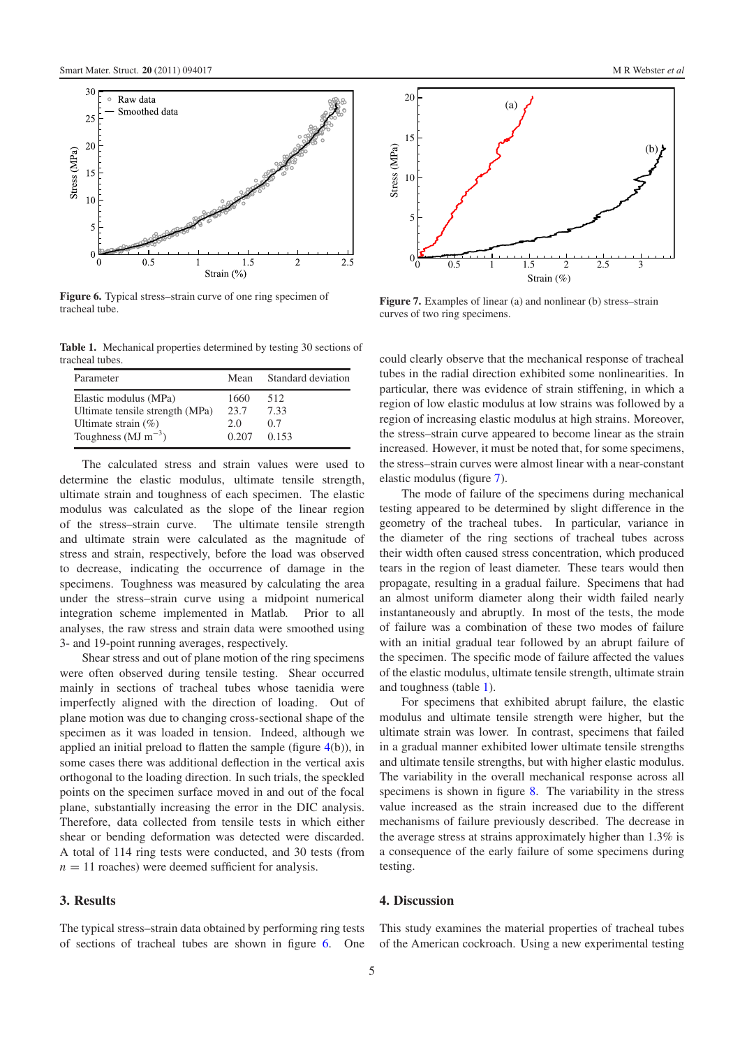**Figure 6.** Typical stress–strain curve of one ring specimen of tracheal tube.

**Figure 7.** Examples of linear (a) and nonlinear (b) stress–strain curves of two ring specimens.

**Table 1.** Mechanical properties determined by testing 30 sections of tracheal tubes.

| Parameter | Mean | Standard deviation |
|---|---|---|
| Elastic modulus (MPa) | 1660 | 512 |
| Ultimate tensile strength (MPa) | 23.7 | 7.33 |
| Ultimate strain (%) | 2.0 | 0.7 |
| Toughness (MJ $m^{-3}$) | 0.207 | 0.153 |

The calculated stress and strain values were used to determine the elastic modulus, ultimate tensile strength, ultimate strain and toughness of each specimen. The elastic modulus was calculated as the slope of the linear region of the stress–strain curve. The ultimate tensile strength and ultimate strain were calculated as the magnitude of stress and strain, respectively, before the load was observed to decrease, indicating the occurrence of damage in the specimens. Toughness was measured by calculating the area under the stress–strain curve using a midpoint numerical integration scheme implemented in Matlab. Prior to all analyses, the raw stress and strain data were smoothed using 3- and 19-point running averages, respectively.

Shear stress and out of plane motion of the ring specimens were often observed during tensile testing. Shear occurred mainly in sections of tracheal tubes whose taenidia were imperfectly aligned with the direction of loading. Out of plane motion was due to changing cross-sectional shape of the specimen as it was loaded in tension. Indeed, although we applied an initial preload to flatten the sample (figure 4(b)), in some cases there was additional deflection in the vertical axis orthogonal to the loading direction. In such trials, the speckled points on the specimen surface moved in and out of the focal plane, substantially increasing the error in the DIC analysis. Therefore, data collected from tensile tests in which either shear or bending deformation was detected were discarded. A total of 114 ring tests were conducted, and 30 tests (from $n = 11$ roaches) were deemed sufficient for analysis.

## 3. Results

The typical stress–strain data obtained by performing ring tests of sections of tracheal tubes are shown in figure 6. One could clearly observe that the mechanical response of tracheal tubes in the radial direction exhibited some nonlinearities. In particular, there was evidence of strain stiffening, in which a region of low elastic modulus at low strains was followed by a region of increasing elastic modulus at high strains. Moreover, the stress–strain curve appeared to become linear as the strain increased. However, it must be noted that, for some specimens, the stress–strain curves were almost linear with a near-constant elastic modulus (figure 7).

The mode of failure of the specimens during mechanical testing appeared to be determined by slight difference in the geometry of the tracheal tubes. In particular, variance in the diameter of the ring sections of tracheal tubes across their width often caused stress concentration, which produced tears in the region of least diameter. These tears would then propagate, resulting in a gradual failure. Specimens that had an almost uniform diameter along their width failed nearly instantaneously and abruptly. In most of the tests, the mode of failure was a combination of these two modes of failure with an initial gradual tear followed by an abrupt failure of the specimen. The specific mode of failure affected the values of the elastic modulus, ultimate tensile strength, ultimate strain and toughness (table 1).

For specimens that exhibited abrupt failure, the elastic modulus and ultimate tensile strength were higher, but the ultimate strain was lower. In contrast, specimens that failed in a gradual manner exhibited lower ultimate tensile strengths and ultimate tensile strengths, but with higher elastic modulus. The variability in the overall mechanical response across all specimens is shown in figure 8. The variability in the stress value increased as the strain increased due to the different mechanisms of failure previously described. The decrease in the average stress at strains approximately higher than 1.3% is a consequence of the early failure of some specimens during testing.

## 4. Discussion

This study examines the material properties of tracheal tubes of the American cockroach. Using a new experimental testing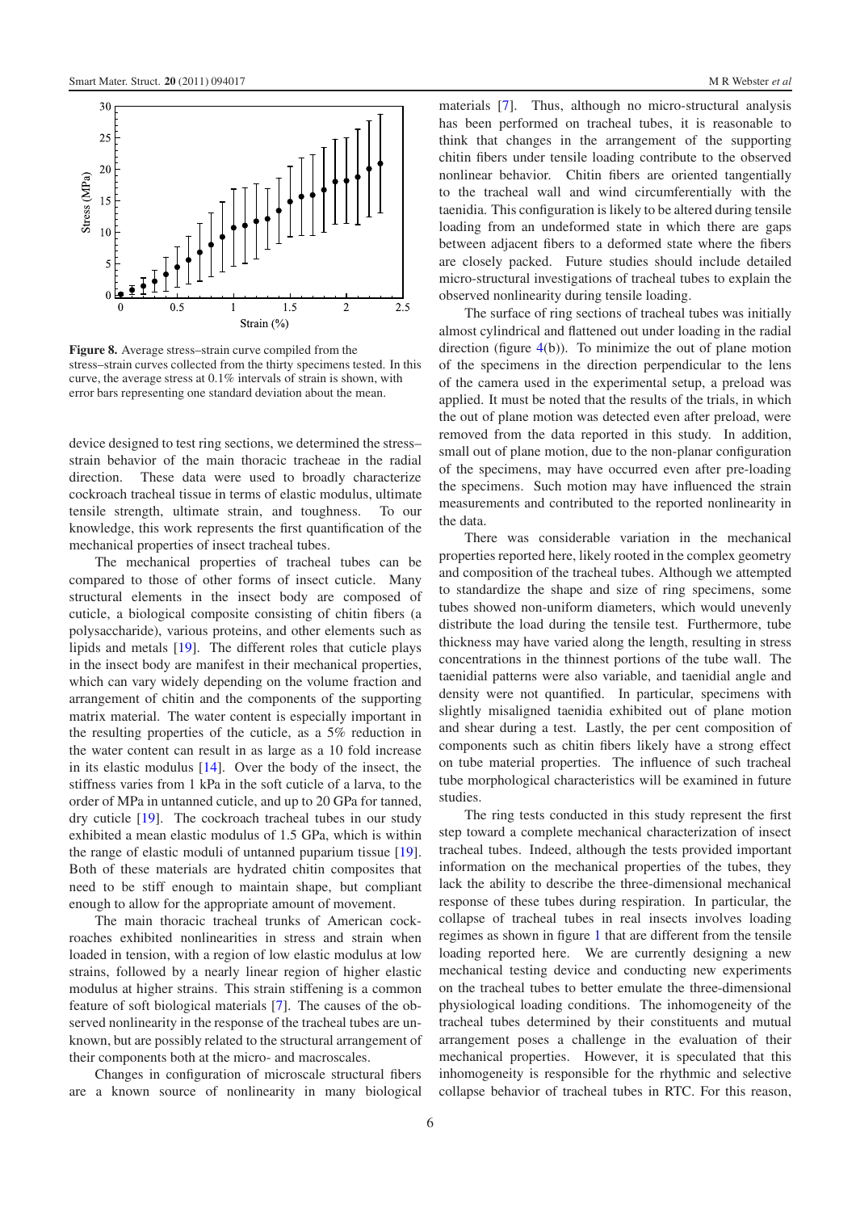**Figure 8.** Average stress–strain curve compiled from the stress–strain curves collected from the thirty specimens tested. In this curve, the average stress at 0.1% intervals of strain is shown, with error bars representing one standard deviation about the mean.

device designed to test ring sections, we determined the stress–strain behavior of the main thoracic tracheae in the radial direction. These data were used to broadly characterize cockroach tracheal tissue in terms of elastic modulus, ultimate tensile strength, ultimate strain, and toughness. To our knowledge, this work represents the first quantification of the mechanical properties of insect tracheal tubes.

The mechanical properties of tracheal tubes can be compared to those of other forms of insect cuticle. Many structural elements in the insect body are composed of cuticle, a biological composite consisting of chitin fibers (a polysaccharide), various proteins, and other elements such as lipids and metals [19]. The different roles that cuticle plays in the insect body are manifest in their mechanical properties, which can vary widely depending on the volume fraction and arrangement of chitin and the components of the supporting matrix material. The water content is especially important in the resulting properties of the cuticle, as a 5% reduction in the water content can result in as large as a 10 fold increase in its elastic modulus [14]. Over the body of the insect, the stiffness varies from 1 kPa in the soft cuticle of a larva, to the order of MPa in untanned cuticle, and up to 20 GPa for tanned, dry cuticle [19]. The cockroach tracheal tubes in our study exhibited a mean elastic modulus of 1.5 GPa, which is within the range of elastic moduli of untanned puparium tissue [19]. Both of these materials are hydrated chitin composites that need to be stiff enough to maintain shape, but compliant enough to allow for the appropriate amount of movement.

The main thoracic tracheal trunks of American cockroaches exhibited nonlinearities in stress and strain when loaded in tension, with a region of low elastic modulus at low strains, followed by a nearly linear region of higher elastic modulus at higher strains. This strain stiffening is a common feature of soft biological materials [7]. The causes of the observed nonlinearity in the response of the tracheal tubes are unknown, but are possibly related to the structural arrangement of their components both at the micro- and macroscales.

Changes in configuration of microscale structural fibers are a known source of nonlinearity in many biological materials [7]. Thus, although no micro-structural analysis has been performed on tracheal tubes, it is reasonable to think that changes in the arrangement of the supporting chitin fibers under tensile loading contribute to the observed nonlinear behavior. Chitin fibers are oriented tangentially to the tracheal wall and wind circumferentially with the taenidia. This configuration is likely to be altered during tensile loading from an undeformed state in which there are gaps between adjacent fibers to a deformed state where the fibers are closely packed. Future studies should include detailed micro-structural investigations of tracheal tubes to explain the observed nonlinearity during tensile loading.

The surface of ring sections of tracheal tubes was initially almost cylindrical and flattened out under loading in the radial direction (figure 4(b)). To minimize the out of plane motion of the specimens in the direction perpendicular to the lens of the camera used in the experimental setup, a preload was applied. It must be noted that the results of the trials, in which the out of plane motion was detected even after preload, were removed from the data reported in this study. In addition, small out of plane motion, due to the non-planar configuration of the specimens, may have occurred even after pre-loading the specimens. Such motion may have influenced the strain measurements and contributed to the reported nonlinearity in the data.

There was considerable variation in the mechanical properties reported here, likely rooted in the complex geometry and composition of the tracheal tubes. Although we attempted to standardize the shape and size of ring specimens, some tubes showed non-uniform diameters, which would unevenly distribute the load during the tensile test. Furthermore, tube thickness may have varied along the length, resulting in stress concentrations in the thinnest portions of the tube wall. The taenidial patterns were also variable, and taenidial angle and density were not quantified. In particular, specimens with slightly misaligned taenidia exhibited out of plane motion and shear during a test. Lastly, the per cent composition of components such as chitin fibers likely have a strong effect on tube material properties. The influence of such tracheal tube morphological characteristics will be examined in future studies.

The ring tests conducted in this study represent the first step toward a complete mechanical characterization of insect tracheal tubes. Indeed, although the tests provided important information on the mechanical properties of the tubes, they lack the ability to describe the three-dimensional mechanical response of these tubes during respiration. In particular, the collapse of tracheal tubes in real insects involves loading regimes as shown in figure 1 that are different from the tensile loading reported here. We are currently designing a new mechanical testing device and conducting new experiments on the tracheal tubes to better emulate the three-dimensional physiological loading conditions. The inhomogeneity of the tracheal tubes determined by their constituents and mutual arrangement poses a challenge in the evaluation of their mechanical properties. However, it is speculated that this inhomogeneity is responsible for the rhythmic and selective collapse behavior of tracheal tubes in RTC. For this reason,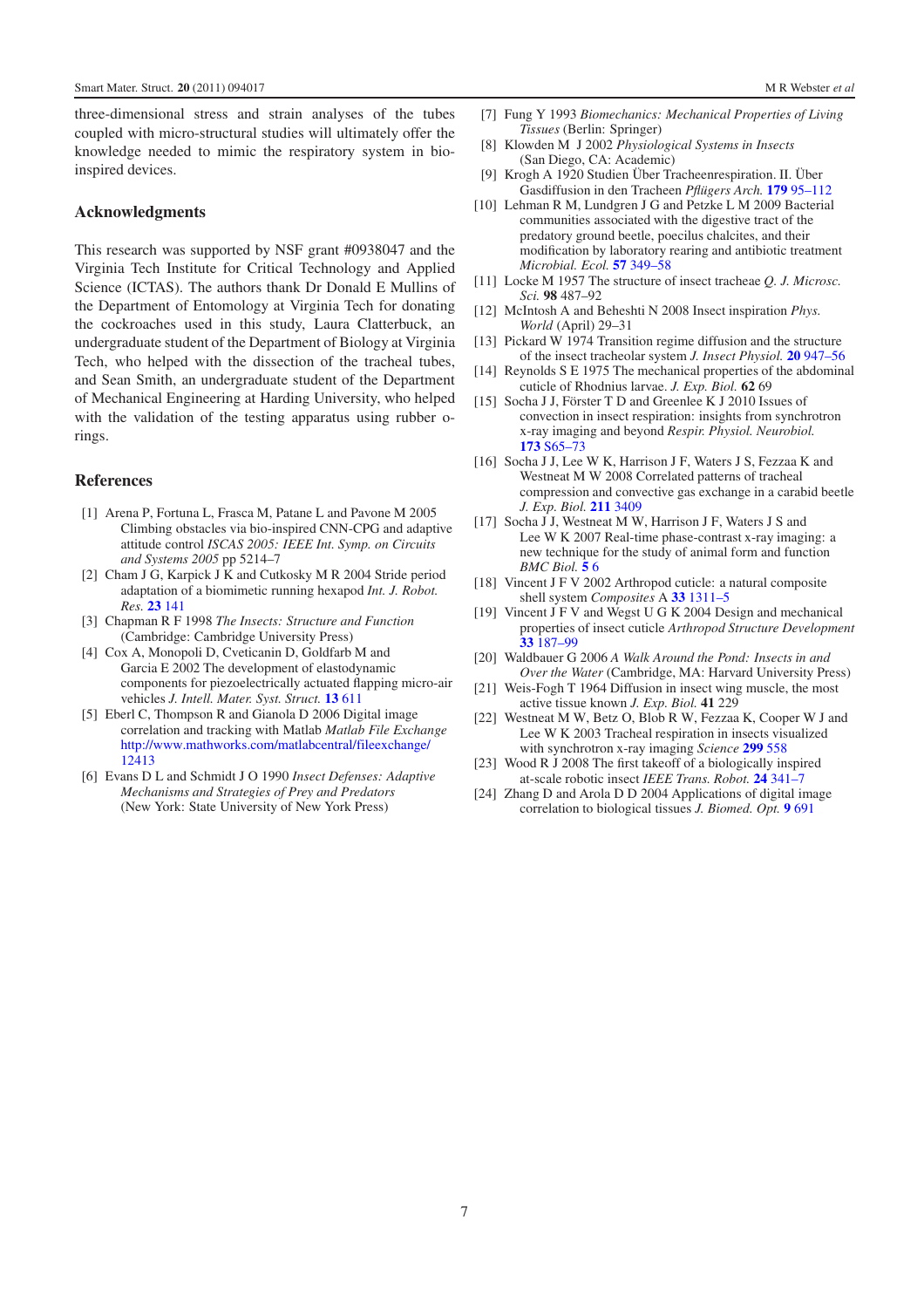three-dimensional stress and strain analyses of the tubes coupled with micro-structural studies will ultimately offer the knowledge needed to mimic the respiratory system in bio-inspired devices.

## Acknowledgments

This research was supported by NSF grant #0938047 and the Virginia Tech Institute for Critical Technology and Applied Science (ICTAS). The authors thank Dr Donald E Mullins of the Department of Entomology at Virginia Tech for donating the cockroaches used in this study, Laura Clatterbuck, an undergraduate student of the Department of Biology at Virginia Tech, who helped with the dissection of the tracheal tubes, and Sean Smith, an undergraduate student of the Department of Mechanical Engineering at Harding University, who helped with the validation of the testing apparatus using rubber o-rings.

## References

[1] Arena P, Fortuna L, Frasca M, Patane L and Pavone M 2005 Climbing obstacles via bio-inspired CNN-CPG and adaptive attitude control *ISCAS 2005: IEEE Int. Symp. on Circuits and Systems 2005* pp 5214–7

[2] Cham J G, Karpick J K and Cutkosky M R 2004 Stride period adaptation of a biomimetic running hexapod *Int. J. Robot. Res.* **23** 141

[3] Chapman R F 1998 *The Insects: Structure and Function* (Cambridge: Cambridge University Press)

[4] Cox A, Monopoli D, Cveticanin D, Goldfarb M and Garcia E 2002 The development of elastodynamic components for piezoelectrically actuated flapping micro-air vehicles *J. Intell. Mater. Syst. Struct.* **13** 611

[5] Eberl C, Thompson R and Gianola D 2006 Digital image correlation and tracking with Matlab *Matlab File Exchange* http://www.mathworks.com/matlabcentral/fileexchange/12413

[6] Evans D L and Schmidt J O 1990 *Insect Defenses: Adaptive Mechanisms and Strategies of Prey and Predators* (New York: State University of New York Press)

[7] Fung Y 1993 *Biomechanics: Mechanical Properties of Living Tissues* (Berlin: Springer)

[8] Klowden M J 2002 *Physiological Systems in Insects* (San Diego, CA: Academic)

[9] Krogh A 1920 Studien Über Tracheenrespiration. II. Über Gasdiffusion in den Tracheen *Pflügers Arch.* **179** 95–112

[10] Lehman R M, Lundgren J G and Petzke L M 2009 Bacterial communities associated with the digestive tract of the predatory ground beetle, poecilus chalcites, and their modification by laboratory rearing and antibiotic treatment *Microbial. Ecol.* **57** 349–58

[11] Locke M 1957 The structure of insect tracheae *Q. J. Microsc. Sci.* **98** 487–92

[12] McIntosh A and Beheshti N 2008 Insect inspiration *Phys. World* (April) 29–31

[13] Pickard W 1974 Transition regime diffusion and the structure of the insect tracheolar system *J. Insect Physiol.* **20** 947–56

[14] Reynolds S E 1975 The mechanical properties of the abdominal cuticle of Rhodnius larvae. *J. Exp. Biol.* **62** 69

[15] Socha J J, Förster T D and Greenlee K J 2010 Issues of convection in insect respiration: insights from synchrotron x-ray imaging and beyond *Respir. Physiol. Neurobiol.* **173** S65–73

[16] Socha J J, Lee W K, Harrison J F, Waters J S, Fezzaa K and Westneat M W 2008 Correlated patterns of tracheal compression and convective gas exchange in a carabid beetle *J. Exp. Biol.* **211** 3409

[17] Socha J J, Westneat M W, Harrison J F, Waters J S and Lee W K 2007 Real-time phase-contrast x-ray imaging: a new technique for the study of animal form and function *BMC Biol.* **5** 6

[18] Vincent J F V 2002 Arthropod cuticle: a natural composite shell system *Composites* A **33** 1311–5

[19] Vincent J F V and Wegst U G K 2004 Design and mechanical properties of insect cuticle *Arthropod Structure Development* **33** 187–99

[20] Waldbauer G 2006 *A Walk Around the Pond: Insects in and Over the Water* (Cambridge, MA: Harvard University Press)

[21] Weis-Fogh T 1964 Diffusion in insect wing muscle, the most active tissue known *J. Exp. Biol.* **41** 229

[22] Westneat M W, Betz O, Blob R W, Fezzaa K, Cooper W J and Lee W K 2003 Tracheal respiration in insects visualized with synchrotron x-ray imaging *Science* **299** 558

[23] Wood R J 2008 The first takeoff of a biologically inspired at-scale robotic insect *IEEE Trans. Robot.* **24** 341–7

[24] Zhang D and Arola D D 2004 Applications of digital image correlation to biological tissues *J. Biomed. Opt.* **9** 691